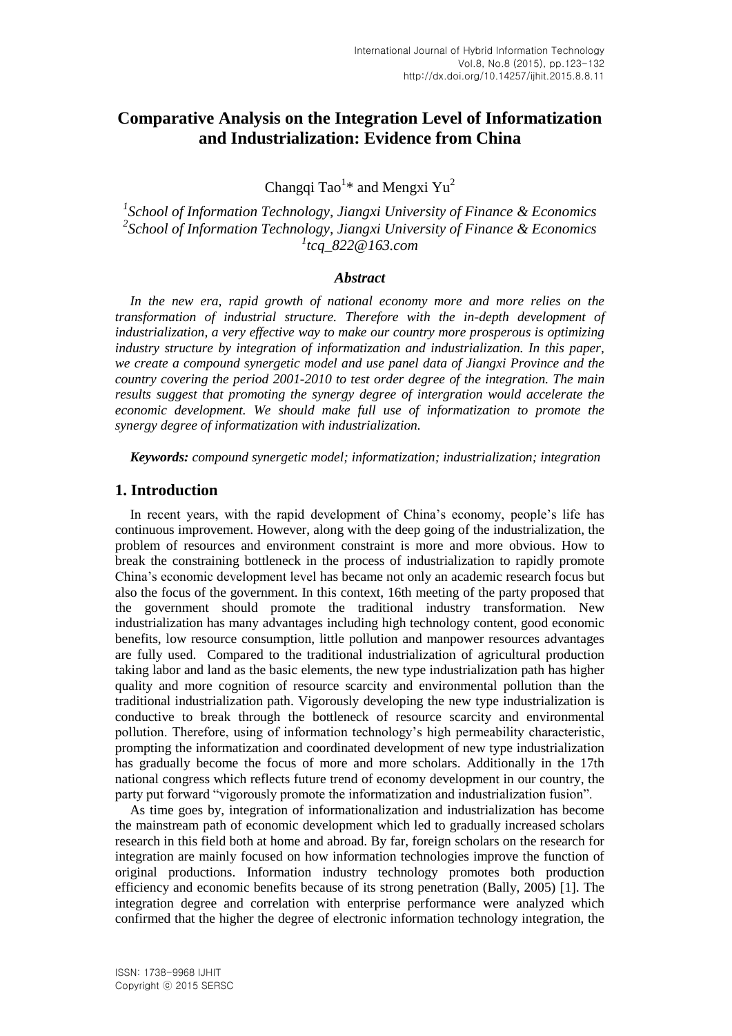# Comparative Analysis on the Integration Level of Informatization and Industrialization: Evidence from China

Changqi Tao[1]* and Mengxi Yu[2]

[1]*School of Information Technology, Jiangxi University of Finance & Economics*
[2]*School of Information Technology, Jiangxi University of Finance & Economics*
[1]*tcq_822@163.com*

### *Abstract*

*In the new era, rapid growth of national economy more and more relies on the transformation of industrial structure. Therefore with the in-depth development of industrialization, a very effective way to make our country more prosperous is optimizing industry structure by integration of informatization and industrialization. In this paper, we create a compound synergetic model and use panel data of Jiangxi Province and the country covering the period 2001-2010 to test order degree of the integration. The main results suggest that promoting the synergy degree of intergration would accelerate the economic development. We should make full use of informatization to promote the synergy degree of informatization with industrialization.*

***Keywords:*** *compound synergetic model; informatization; industrialization; integration*

## 1. Introduction

In recent years, with the rapid development of China's economy, people's life has continuous improvement. However, along with the deep going of the industrialization, the problem of resources and environment constraint is more and more obvious. How to break the constraining bottleneck in the process of industrialization to rapidly promote China's economic development level has became not only an academic research focus but also the focus of the government. In this context, 16th meeting of the party proposed that the government should promote the traditional industry transformation. New industrialization has many advantages including high technology content, good economic benefits, low resource consumption, little pollution and manpower resources advantages are fully used. Compared to the traditional industrialization of agricultural production taking labor and land as the basic elements, the new type industrialization path has higher quality and more cognition of resource scarcity and environmental pollution than the traditional industrialization path. Vigorously developing the new type industrialization is conductive to break through the bottleneck of resource scarcity and environmental pollution. Therefore, using of information technology's high permeability characteristic, prompting the informatization and coordinated development of new type industrialization has gradually become the focus of more and more scholars. Additionally in the 17th national congress which reflects future trend of economy development in our country, the party put forward "vigorously promote the informatization and industrialization fusion".

As time goes by, integration of informationalization and industrialization has become the mainstream path of economic development which led to gradually increased scholars research in this field both at home and abroad. By far, foreign scholars on the research for integration are mainly focused on how information technologies improve the function of original productions. Information industry technology promotes both production efficiency and economic benefits because of its strong penetration (Bally, 2005) [1]. The integration degree and correlation with enterprise performance were analyzed which confirmed that the higher the degree of electronic information technology integration, the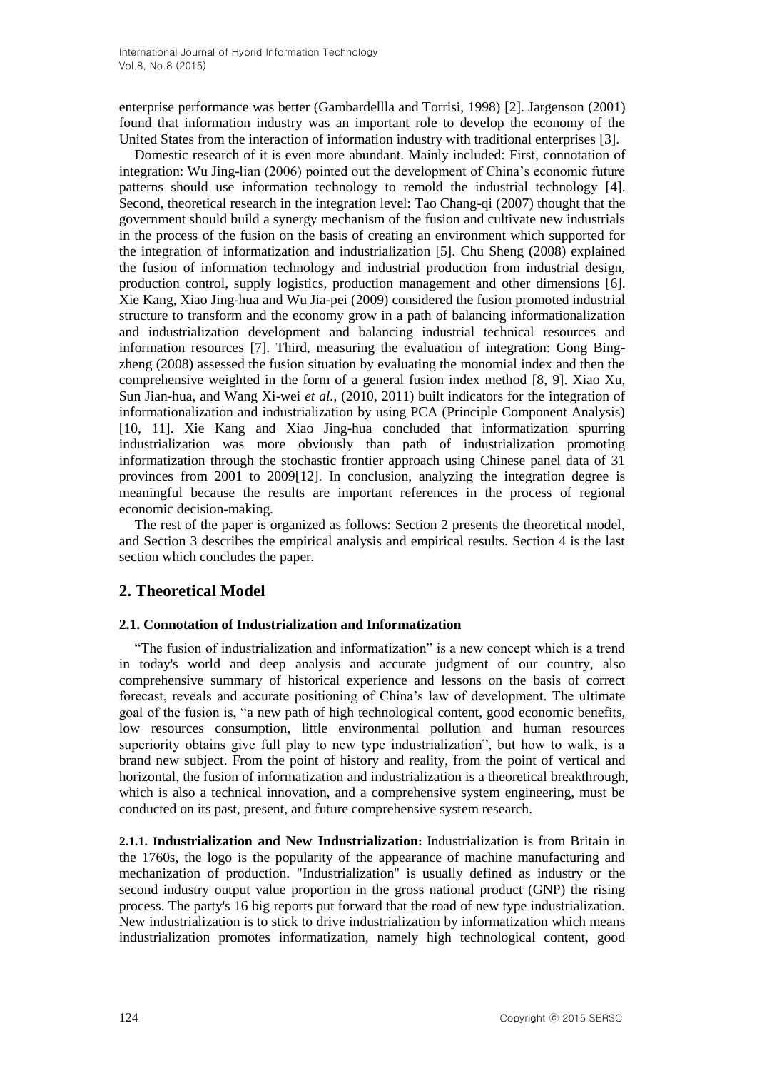enterprise performance was better (Gambardellla and Torrisi, 1998) [2]. Jargenson (2001) found that information industry was an important role to develop the economy of the United States from the interaction of information industry with traditional enterprises [3].

Domestic research of it is even more abundant. Mainly included: First, connotation of integration: Wu Jing-lian (2006) pointed out the development of China's economic future patterns should use information technology to remold the industrial technology [4]. Second, theoretical research in the integration level: Tao Chang-qi (2007) thought that the government should build a synergy mechanism of the fusion and cultivate new industrials in the process of the fusion on the basis of creating an environment which supported for the integration of informatization and industrialization [5]. Chu Sheng (2008) explained the fusion of information technology and industrial production from industrial design, production control, supply logistics, production management and other dimensions [6]. Xie Kang, Xiao Jing-hua and Wu Jia-pei (2009) considered the fusion promoted industrial structure to transform and the economy grow in a path of balancing informationalization and industrialization development and balancing industrial technical resources and information resources [7]. Third, measuring the evaluation of integration: Gong Bing-zheng (2008) assessed the fusion situation by evaluating the monomial index and then the comprehensive weighted in the form of a general fusion index method [8, 9]. Xiao Xu, Sun Jian-hua, and Wang Xi-wei *et al.*, (2010, 2011) built indicators for the integration of informationalization and industrialization by using PCA (Principle Component Analysis) [10, 11]. Xie Kang and Xiao Jing-hua concluded that informatization spurring industrialization was more obviously than path of industrialization promoting informatization through the stochastic frontier approach using Chinese panel data of 31 provinces from 2001 to 2009[12]. In conclusion, analyzing the integration degree is meaningful because the results are important references in the process of regional economic decision-making.

The rest of the paper is organized as follows: Section 2 presents the theoretical model, and Section 3 describes the empirical analysis and empirical results. Section 4 is the last section which concludes the paper.

## 2. Theoretical Model

### 2.1. Connotation of Industrialization and Informatization

"The fusion of industrialization and informatization" is a new concept which is a trend in today's world and deep analysis and accurate judgment of our country, also comprehensive summary of historical experience and lessons on the basis of correct forecast, reveals and accurate positioning of China's law of development. The ultimate goal of the fusion is, "a new path of high technological content, good economic benefits, low resources consumption, little environmental pollution and human resources superiority obtains give full play to new type industrialization", but how to walk, is a brand new subject. From the point of history and reality, from the point of vertical and horizontal, the fusion of informatization and industrialization is a theoretical breakthrough, which is also a technical innovation, and a comprehensive system engineering, must be conducted on its past, present, and future comprehensive system research.

**2.1.1. Industrialization and New Industrialization:** Industrialization is from Britain in the 1760s, the logo is the popularity of the appearance of machine manufacturing and mechanization of production. "Industrialization" is usually defined as industry or the second industry output value proportion in the gross national product (GNP) the rising process. The party's 16 big reports put forward that the road of new type industrialization. New industrialization is to stick to drive industrialization by informatization which means industrialization promotes informatization, namely high technological content, good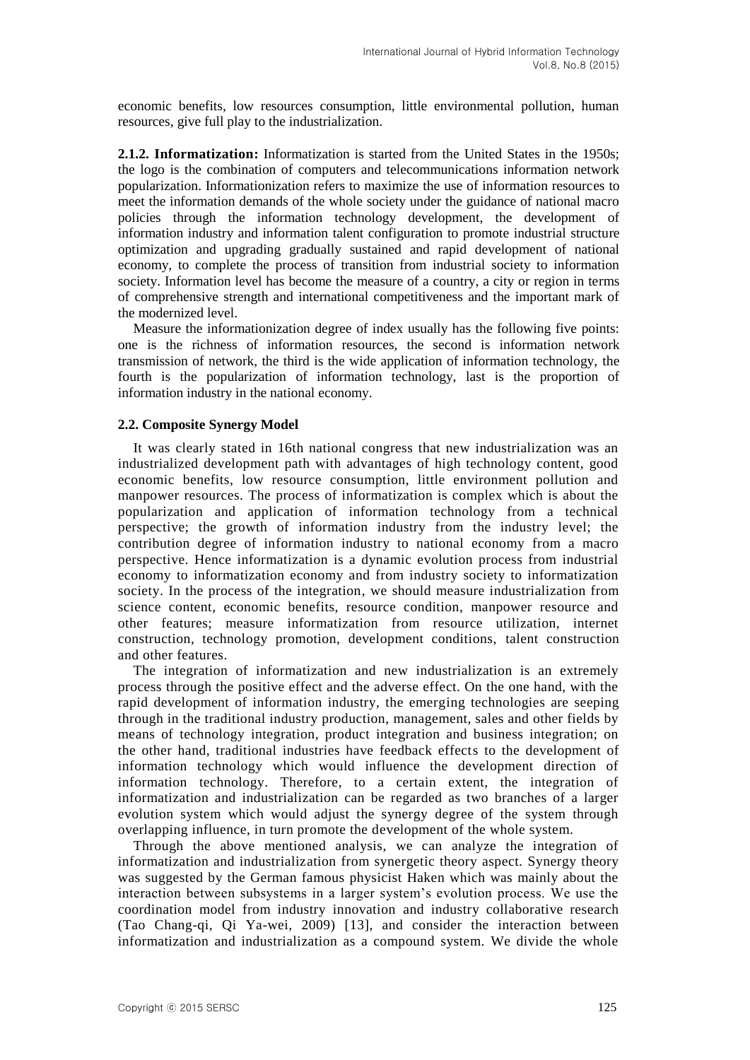economic benefits, low resources consumption, little environmental pollution, human resources, give full play to the industrialization.

**2.1.2. Informatization:** Informatization is started from the United States in the 1950s; the logo is the combination of computers and telecommunications information network popularization. Informationization refers to maximize the use of information resources to meet the information demands of the whole society under the guidance of national macro policies through the information technology development, the development of information industry and information talent configuration to promote industrial structure optimization and upgrading gradually sustained and rapid development of national economy, to complete the process of transition from industrial society to information society. Information level has become the measure of a country, a city or region in terms of comprehensive strength and international competitiveness and the important mark of the modernized level.

Measure the informationization degree of index usually has the following five points: one is the richness of information resources, the second is information network transmission of network, the third is the wide application of information technology, the fourth is the popularization of information technology, last is the proportion of information industry in the national economy.

### 2.2. Composite Synergy Model

It was clearly stated in 16th national congress that new industrialization was an industrialized development path with advantages of high technology content, good economic benefits, low resource consumption, little environment pollution and manpower resources. The process of informatization is complex which is about the popularization and application of information technology from a technical perspective; the growth of information industry from the industry level; the contribution degree of information industry to national economy from a macro perspective. Hence informatization is a dynamic evolution process from industrial economy to informatization economy and from industry society to informatization society. In the process of the integration, we should measure industrialization from science content, economic benefits, resource condition, manpower resource and other features; measure informatization from resource utilization, internet construction, technology promotion, development conditions, talent construction and other features.

The integration of informatization and new industrialization is an extremely process through the positive effect and the adverse effect. On the one hand, with the rapid development of information industry, the emerging technologies are seeping through in the traditional industry production, management, sales and other fields by means of technology integration, product integration and business integration; on the other hand, traditional industries have feedback effects to the development of information technology which would influence the development direction of information technology. Therefore, to a certain extent, the integration of informatization and industrialization can be regarded as two branches of a larger evolution system which would adjust the synergy degree of the system through overlapping influence, in turn promote the development of the whole system.

Through the above mentioned analysis, we can analyze the integration of informatization and industrialization from synergetic theory aspect. Synergy theory was suggested by the German famous physicist Haken which was mainly about the interaction between subsystems in a larger system's evolution process. We use the coordination model from industry innovation and industry collaborative research (Tao Chang-qi, Qi Ya-wei, 2009) [13], and consider the interaction between informatization and industrialization as a compound system. We divide the whole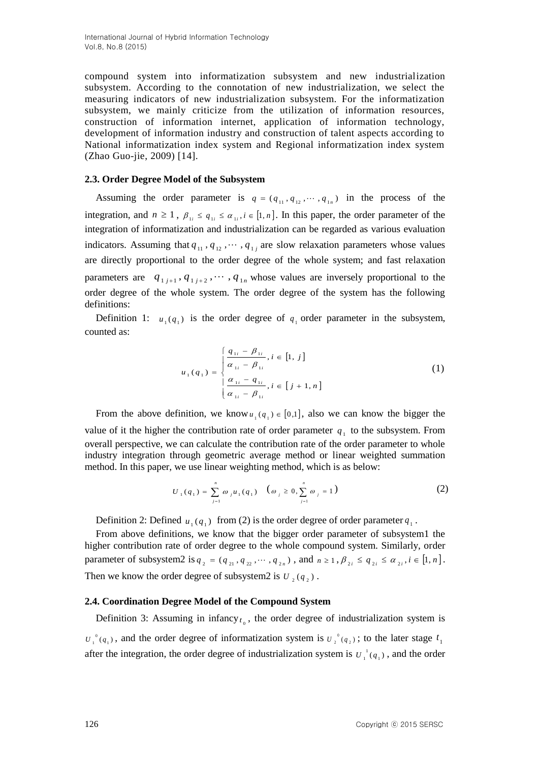compound system into informatization subsystem and new industrialization subsystem. According to the connotation of new industrialization, we select the measuring indicators of new industrialization subsystem. For the informatization subsystem, we mainly criticize from the utilization of information resources, construction of information internet, application of information technology, development of information industry and construction of talent aspects according to National informatization index system and Regional informatization index system (Zhao Guo-jie, 2009) [14].

### 2.3. Order Degree Model of the Subsystem

Assuming the order parameter is $q = (q_{11}, q_{12}, \cdots, q_{1n})$ in the process of the integration, and $n \geq 1$, $\beta_{1i} \leq q_{1i} \leq \alpha_{1i}, i \in [1, n]$. In this paper, the order parameter of the integration of informatization and industrialization can be regarded as various evaluation indicators. Assuming that $q_{11}, q_{12}, \cdots, q_{1j}$ are slow relaxation parameters whose values are directly proportional to the order degree of the whole system; and fast relaxation parameters are $q_{1j+1}, q_{1j+2}, \cdots, q_{1n}$ whose values are inversely proportional to the order degree of the whole system. The order degree of the system has the following definitions:

Definition 1: $u_1(q_1)$ is the order degree of $q_1$ order parameter in the subsystem, counted as:

$$u_1(q_1) = \begin{cases} \dfrac{q_{1i} - \beta_{1i}}{\alpha_{1i} - \beta_{1i}}, i \in [1, j] \\ \dfrac{\alpha_{1i} - q_{1i}}{\alpha_{1i} - \beta_{1i}}, i \in [j+1, n] \end{cases} \tag{1}$$

From the above definition, we know $u_1(q_1) \in [0,1]$, also we can know the bigger the value of it the higher the contribution rate of order parameter $q_1$ to the subsystem. From overall perspective, we can calculate the contribution rate of the order parameter to whole industry integration through geometric average method or linear weighted summation method. In this paper, we use linear weighting method, which is as below:

$$U_1(q_1) = \sum_{j=1}^{n} \omega_j u_1(q_1) \quad \left(\omega_j \geq 0, \sum_{j=1}^{n} \omega_j = 1\right) \tag{2}$$

Definition 2: Defined $u_1(q_1)$ from (2) is the order degree of order parameter $q_1$.

From above definitions, we know that the bigger order parameter of subsystem1 the higher contribution rate of order degree to the whole compound system. Similarly, order parameter of subsystem2 is $q_2 = (q_{21}, q_{22}, \cdots, q_{2n})$, and $n \geq 1, \beta_{2i} \leq q_{2i} \leq \alpha_{2i}, i \in [1, n]$. Then we know the order degree of subsystem2 is $U_2(q_2)$.

### 2.4. Coordination Degree Model of the Compound System

Definition 3: Assuming in infancy $t_0$, the order degree of industrialization system is $U_1^0(q_1)$, and the order degree of informatization system is $U_2^0(q_2)$; to the later stage $t_1$ after the integration, the order degree of industrialization system is $U_1^1(q_1)$, and the order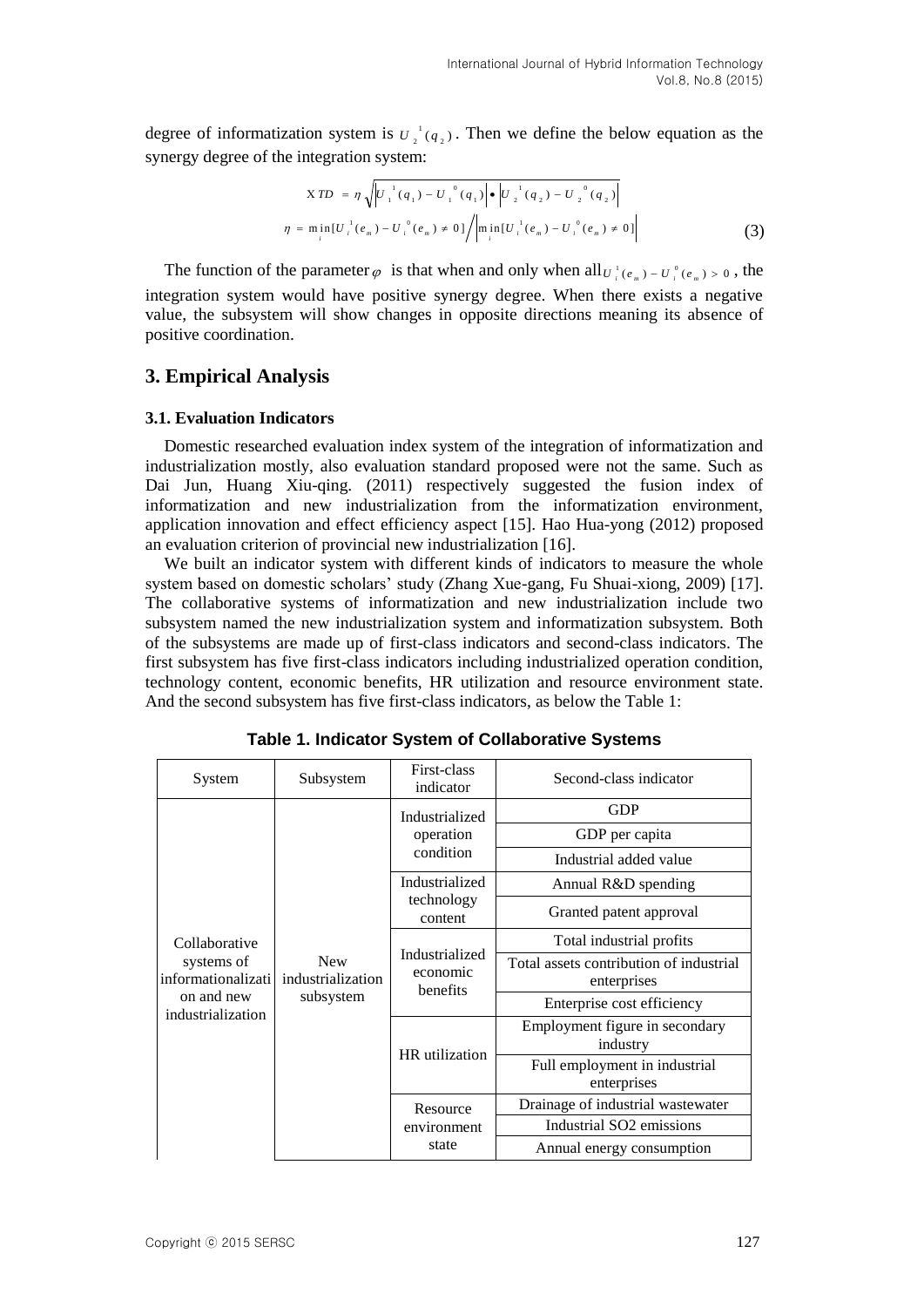degree of informatization system is $U_2^1(q_2)$. Then we define the below equation as the synergy degree of the integration system:

$$XTD = \eta \sqrt{\left|U_1^1(q_1) - U_1^0(q_1)\right| \bullet \left|U_2^1(q_2) - U_2^0(q_2)\right|}$$
$$\eta = \min_i [U_i^1(e_m) - U_i^0(e_m) \neq 0] \Big/ \left|\min_i [U_i^1(e_m) - U_i^0(e_m) \neq 0]\right| \tag{3}$$

The function of the parameter $\varphi$ is that when and only when all $U_i^1(e_m) - U_i^0(e_m) > 0$, the integration system would have positive synergy degree. When there exists a negative value, the subsystem will show changes in opposite directions meaning its absence of positive coordination.

## 3. Empirical Analysis

### 3.1. Evaluation Indicators

Domestic researched evaluation index system of the integration of informatization and industrialization mostly, also evaluation standard proposed were not the same. Such as Dai Jun, Huang Xiu-qing. (2011) respectively suggested the fusion index of informatization and new industrialization from the informatization environment, application innovation and effect efficiency aspect [15]. Hao Hua-yong (2012) proposed an evaluation criterion of provincial new industrialization [16].

We built an indicator system with different kinds of indicators to measure the whole system based on domestic scholars' study (Zhang Xue-gang, Fu Shuai-xiong, 2009) [17]. The collaborative systems of informatization and new industrialization include two subsystem named the new industrialization system and informatization subsystem. Both of the subsystems are made up of first-class indicators and second-class indicators. The first subsystem has five first-class indicators including industrialized operation condition, technology content, economic benefits, HR utilization and resource environment state. And the second subsystem has five first-class indicators, as below the Table 1:

**Table 1. Indicator System of Collaborative Systems**

| System | Subsystem | First-class indicator | Second-class indicator |
|---|---|---|---|
| Collaborative systems of informationalization and new industrialization | New industrialization subsystem | Industrialized operation condition | GDP |
| | | | GDP per capita |
| | | | Industrial added value |
| | | Industrialized technology content | Annual R&D spending |
| | | | Granted patent approval |
| | | Industrialized economic benefits | Total industrial profits |
| | | | Total assets contribution of industrial enterprises |
| | | | Enterprise cost efficiency |
| | | HR utilization | Employment figure in secondary industry |
| | | | Full employment in industrial enterprises |
| | | Resource environment state | Drainage of industrial wastewater |
| | | | Industrial $SO_2$ emissions |
| | | | Annual energy consumption |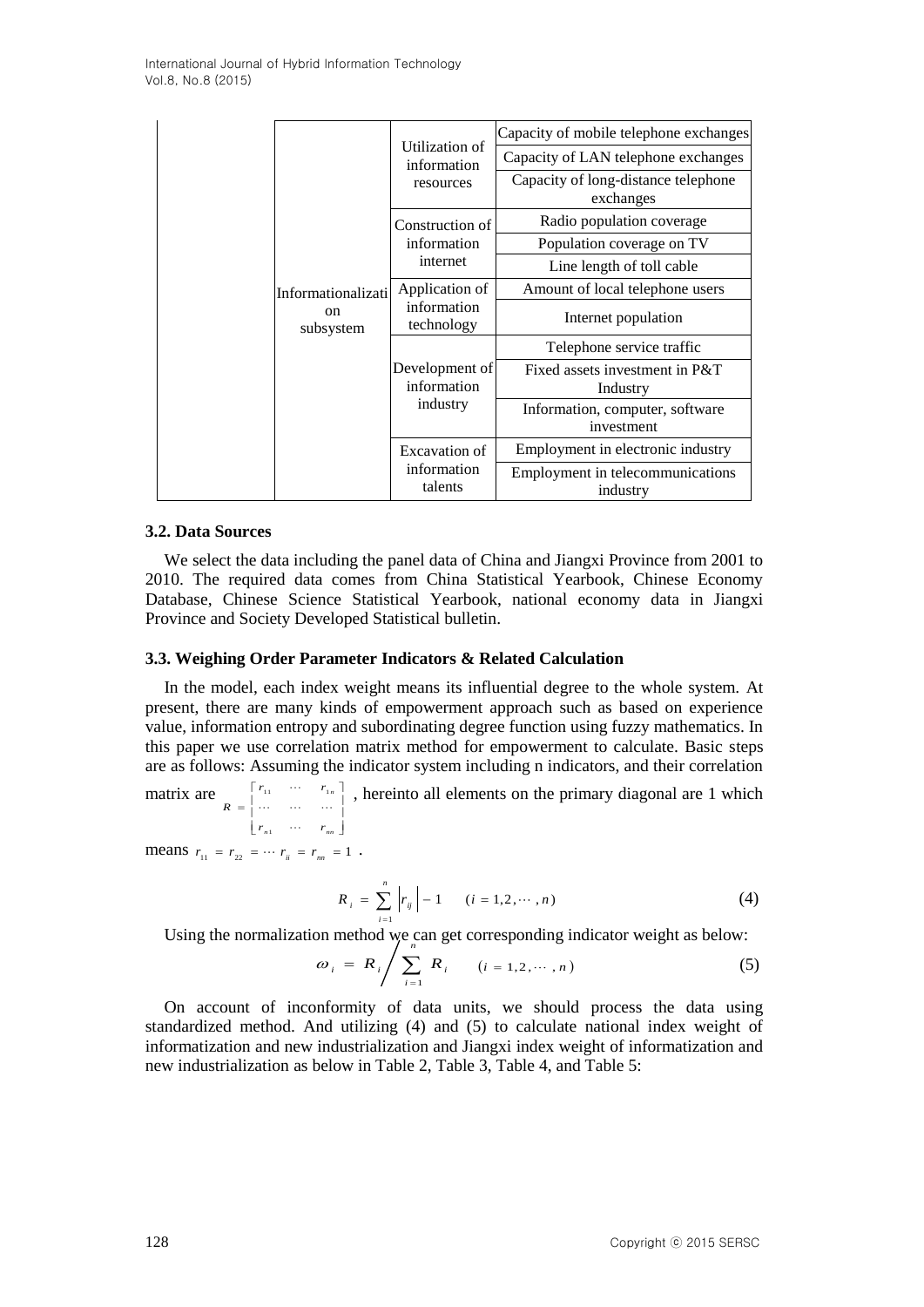|  | Informationalization subsystem | Utilization of information resources | Capacity of mobile telephone exchanges |
| --- | --- | --- | --- |
|  |  |  | Capacity of LAN telephone exchanges |
|  |  |  | Capacity of long-distance telephone exchanges |
|  |  | Construction of information internet | Radio population coverage |
|  |  |  | Population coverage on TV |
|  |  |  | Line length of toll cable |
|  |  | Application of information technology | Amount of local telephone users |
|  |  |  | Internet population |
|  |  | Development of information industry | Telephone service traffic |
|  |  |  | Fixed assets investment in P&T Industry |
|  |  |  | Information, computer, software investment |
|  |  | Excavation of information talents | Employment in electronic industry |
|  |  |  | Employment in telecommunications industry |

### 3.2. Data Sources

We select the data including the panel data of China and Jiangxi Province from 2001 to 2010. The required data comes from China Statistical Yearbook, Chinese Economy Database, Chinese Science Statistical Yearbook, national economy data in Jiangxi Province and Society Developed Statistical bulletin.

### 3.3. Weighing Order Parameter Indicators & Related Calculation

In the model, each index weight means its influential degree to the whole system. At present, there are many kinds of empowerment approach such as based on experience value, information entropy and subordinating degree function using fuzzy mathematics. In this paper we use correlation matrix method for empowerment to calculate. Basic steps are as follows: Assuming the indicator system including n indicators, and their correlation matrix are $R = \begin{bmatrix} r_{11} & \cdots & r_{1n} \\ \cdots & \cdots & \cdots \\ r_{n1} & \cdots & r_{nn} \end{bmatrix}$, hereinto all elements on the primary diagonal are 1 which means $r_{11} = r_{22} = \cdots r_{ii} = r_{nn} = 1$ .

$$R_i = \sum_{i=1}^{n} \left| r_{ij} \right| - 1 \qquad (i = 1, 2, \cdots, n) \tag{4}$$

Using the normalization method we can get corresponding indicator weight as below:

$$\omega_i = R_i \Big/ \sum_{i=1}^{n} R_i \qquad (i = 1, 2, \cdots, n) \tag{5}$$

On account of inconformity of data units, we should process the data using standardized method. And utilizing (4) and (5) to calculate national index weight of informatization and new industrialization and Jiangxi index weight of informatization and new industrialization as below in Table 2, Table 3, Table 4, and Table 5: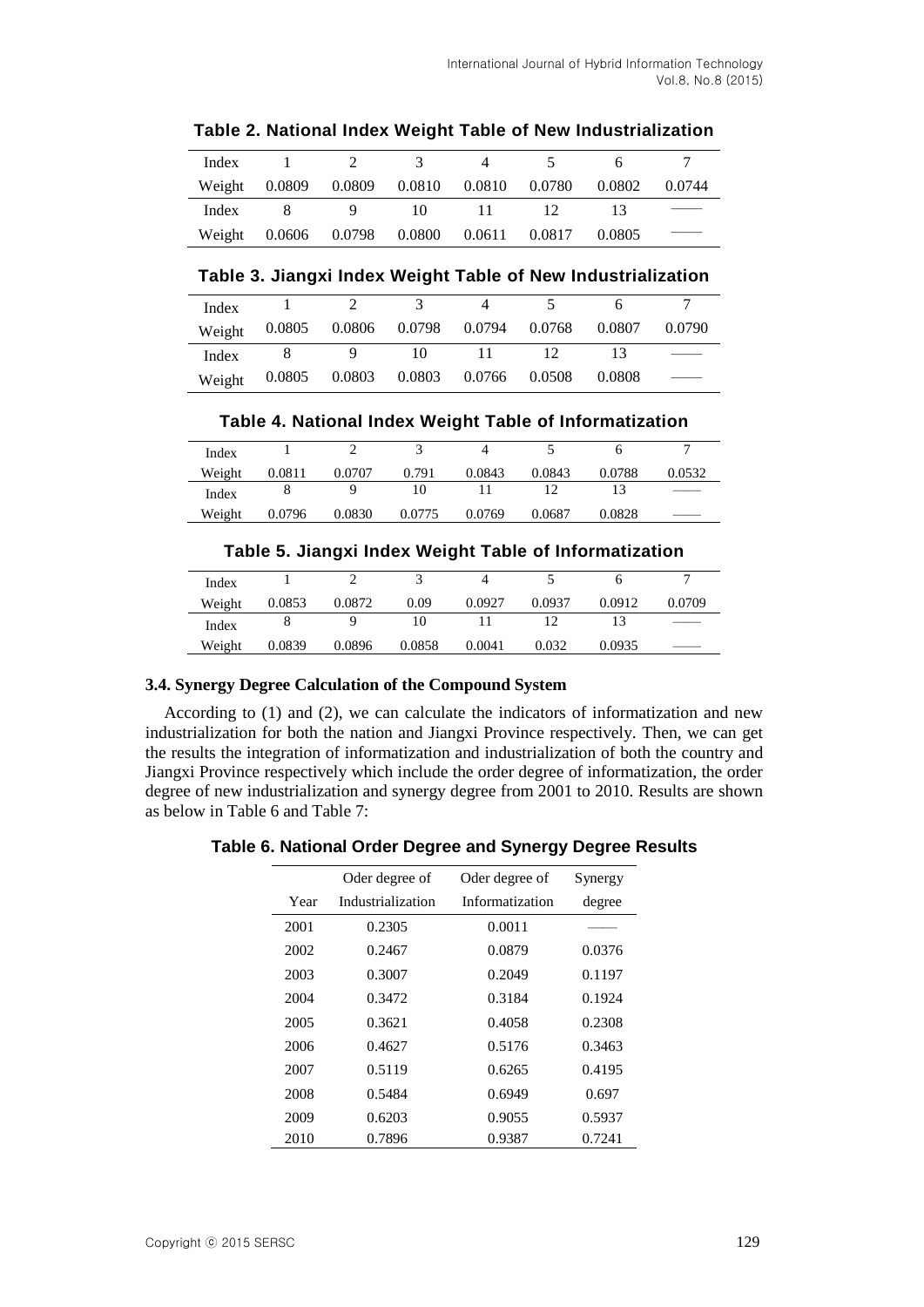**Table 2. National Index Weight Table of New Industrialization**

| Index | 1 | 2 | 3 | 4 | 5 | 6 | 7 |
|---|---|---|---|---|---|---|---|
| Weight | 0.0809 | 0.0809 | 0.0810 | 0.0810 | 0.0780 | 0.0802 | 0.0744 |
| Index | 8 | 9 | 10 | 11 | 12 | 13 | —— |
| Weight | 0.0606 | 0.0798 | 0.0800 | 0.0611 | 0.0817 | 0.0805 | —— |

**Table 3. Jiangxi Index Weight Table of New Industrialization**

| Index | 1 | 2 | 3 | 4 | 5 | 6 | 7 |
|---|---|---|---|---|---|---|---|
| Weight | 0.0805 | 0.0806 | 0.0798 | 0.0794 | 0.0768 | 0.0807 | 0.0790 |
| Index | 8 | 9 | 10 | 11 | 12 | 13 | —— |
| Weight | 0.0805 | 0.0803 | 0.0803 | 0.0766 | 0.0508 | 0.0808 | —— |

**Table 4. National Index Weight Table of Informatization**

| Index | 1 | 2 | 3 | 4 | 5 | 6 | 7 |
|---|---|---|---|---|---|---|---|
| Weight | 0.0811 | 0.0707 | 0.791 | 0.0843 | 0.0843 | 0.0788 | 0.0532 |
| Index | 8 | 9 | 10 | 11 | 12 | 13 | —— |
| Weight | 0.0796 | 0.0830 | 0.0775 | 0.0769 | 0.0687 | 0.0828 | —— |

**Table 5. Jiangxi Index Weight Table of Informatization**

| Index | 1 | 2 | 3 | 4 | 5 | 6 | 7 |
|---|---|---|---|---|---|---|---|
| Weight | 0.0853 | 0.0872 | 0.09 | 0.0927 | 0.0937 | 0.0912 | 0.0709 |
| Index | 8 | 9 | 10 | 11 | 12 | 13 | —— |
| Weight | 0.0839 | 0.0896 | 0.0858 | 0.0041 | 0.032 | 0.0935 | —— |

### 3.4. Synergy Degree Calculation of the Compound System

According to (1) and (2), we can calculate the indicators of informatization and new industrialization for both the nation and Jiangxi Province respectively. Then, we can get the results the integration of informatization and industrialization of both the country and Jiangxi Province respectively which include the order degree of informatization, the order degree of new industrialization and synergy degree from 2001 to 2010. Results are shown as below in Table 6 and Table 7:

**Table 6. National Order Degree and Synergy Degree Results**

| Year | Oder degree of Industrialization | Oder degree of Informatization | Synergy degree |
|---|---|---|---|
| 2001 | 0.2305 | 0.0011 | —— |
| 2002 | 0.2467 | 0.0879 | 0.0376 |
| 2003 | 0.3007 | 0.2049 | 0.1197 |
| 2004 | 0.3472 | 0.3184 | 0.1924 |
| 2005 | 0.3621 | 0.4058 | 0.2308 |
| 2006 | 0.4627 | 0.5176 | 0.3463 |
| 2007 | 0.5119 | 0.6265 | 0.4195 |
| 2008 | 0.5484 | 0.6949 | 0.697 |
| 2009 | 0.6203 | 0.9055 | 0.5937 |
| 2010 | 0.7896 | 0.9387 | 0.7241 |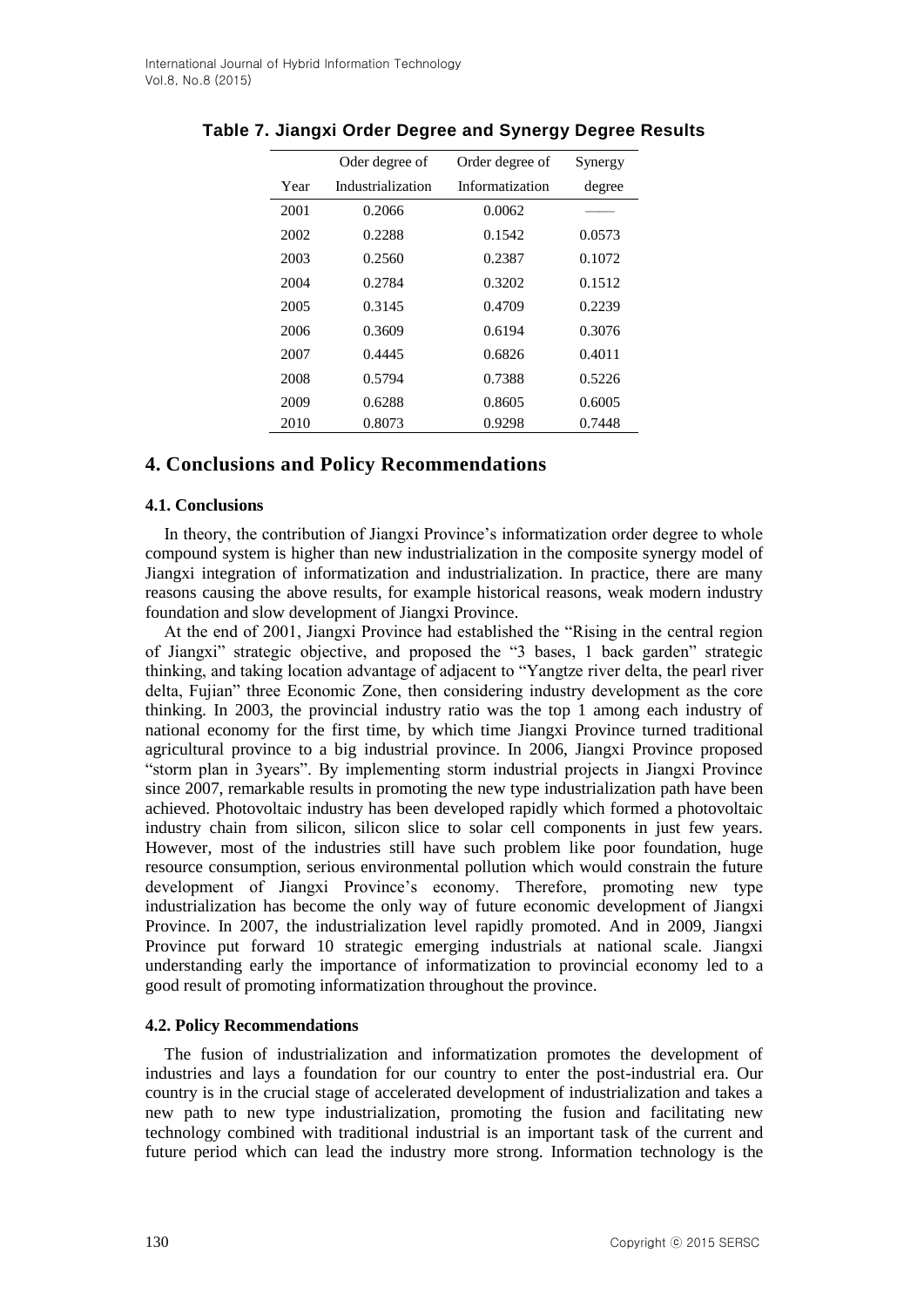**Table 7. Jiangxi Order Degree and Synergy Degree Results**

| Year | Oder degree of Industrialization | Order degree of Informatization | Synergy degree |
|---|---|---|---|
| 2001 | 0.2066 | 0.0062 | —— |
| 2002 | 0.2288 | 0.1542 | 0.0573 |
| 2003 | 0.2560 | 0.2387 | 0.1072 |
| 2004 | 0.2784 | 0.3202 | 0.1512 |
| 2005 | 0.3145 | 0.4709 | 0.2239 |
| 2006 | 0.3609 | 0.6194 | 0.3076 |
| 2007 | 0.4445 | 0.6826 | 0.4011 |
| 2008 | 0.5794 | 0.7388 | 0.5226 |
| 2009 | 0.6288 | 0.8605 | 0.6005 |
| 2010 | 0.8073 | 0.9298 | 0.7448 |

## 4. Conclusions and Policy Recommendations

### 4.1. Conclusions

In theory, the contribution of Jiangxi Province's informatization order degree to whole compound system is higher than new industrialization in the composite synergy model of Jiangxi integration of informatization and industrialization. In practice, there are many reasons causing the above results, for example historical reasons, weak modern industry foundation and slow development of Jiangxi Province.

At the end of 2001, Jiangxi Province had established the "Rising in the central region of Jiangxi" strategic objective, and proposed the "3 bases, 1 back garden" strategic thinking, and taking location advantage of adjacent to "Yangtze river delta, the pearl river delta, Fujian" three Economic Zone, then considering industry development as the core thinking. In 2003, the provincial industry ratio was the top 1 among each industry of national economy for the first time, by which time Jiangxi Province turned traditional agricultural province to a big industrial province. In 2006, Jiangxi Province proposed "storm plan in 3years". By implementing storm industrial projects in Jiangxi Province since 2007, remarkable results in promoting the new type industrialization path have been achieved. Photovoltaic industry has been developed rapidly which formed a photovoltaic industry chain from silicon, silicon slice to solar cell components in just few years. However, most of the industries still have such problem like poor foundation, huge resource consumption, serious environmental pollution which would constrain the future development of Jiangxi Province's economy. Therefore, promoting new type industrialization has become the only way of future economic development of Jiangxi Province. In 2007, the industrialization level rapidly promoted. And in 2009, Jiangxi Province put forward 10 strategic emerging industrials at national scale. Jiangxi understanding early the importance of informatization to provincial economy led to a good result of promoting informatization throughout the province.

### 4.2. Policy Recommendations

The fusion of industrialization and informatization promotes the development of industries and lays a foundation for our country to enter the post-industrial era. Our country is in the crucial stage of accelerated development of industrialization and takes a new path to new type industrialization, promoting the fusion and facilitating new technology combined with traditional industrial is an important task of the current and future period which can lead the industry more strong. Information technology is the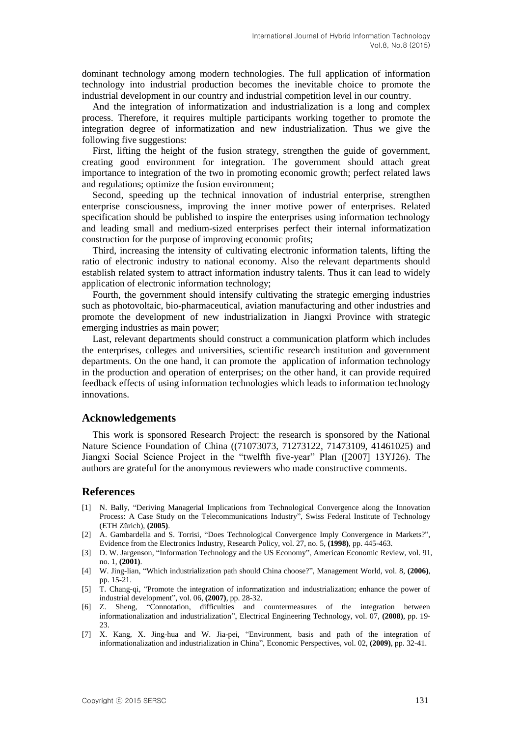dominant technology among modern technologies. The full application of information technology into industrial production becomes the inevitable choice to promote the industrial development in our country and industrial competition level in our country.

And the integration of informatization and industrialization is a long and complex process. Therefore, it requires multiple participants working together to promote the integration degree of informatization and new industrialization. Thus we give the following five suggestions:

First, lifting the height of the fusion strategy, strengthen the guide of government, creating good environment for integration. The government should attach great importance to integration of the two in promoting economic growth; perfect related laws and regulations; optimize the fusion environment;

Second, speeding up the technical innovation of industrial enterprise, strengthen enterprise consciousness, improving the inner motive power of enterprises. Related specification should be published to inspire the enterprises using information technology and leading small and medium-sized enterprises perfect their internal informatization construction for the purpose of improving economic profits;

Third, increasing the intensity of cultivating electronic information talents, lifting the ratio of electronic industry to national economy. Also the relevant departments should establish related system to attract information industry talents. Thus it can lead to widely application of electronic information technology;

Fourth, the government should intensify cultivating the strategic emerging industries such as photovoltaic, bio-pharmaceutical, aviation manufacturing and other industries and promote the development of new industrialization in Jiangxi Province with strategic emerging industries as main power;

Last, relevant departments should construct a communication platform which includes the enterprises, colleges and universities, scientific research institution and government departments. On the one hand, it can promote the application of information technology in the production and operation of enterprises; on the other hand, it can provide required feedback effects of using information technologies which leads to information technology innovations.

## Acknowledgements

This work is sponsored Research Project: the research is sponsored by the National Nature Science Foundation of China ((71073073, 71273122, 71473109, 41461025) and Jiangxi Social Science Project in the "twelfth five-year" Plan ([2007] 13YJ26). The authors are grateful for the anonymous reviewers who made constructive comments.

## References

[1] N. Bally, "Deriving Managerial Implications from Technological Convergence along the Innovation Process: A Case Study on the Telecommunications Industry", Swiss Federal Institute of Technology (ETH Zürich), **(2005)**.

[2] A. Gambardella and S. Torrisi, "Does Technological Convergence Imply Convergence in Markets?", Evidence from the Electronics Industry, Research Policy, vol. 27, no. 5, **(1998)**, pp. 445-463.

[3] D. W. Jargenson, "Information Technology and the US Economy", American Economic Review, vol. 91, no. 1, **(2001)**.

[4] W. Jing-lian, "Which industrialization path should China choose?", Management World, vol. 8, **(2006)**, pp. 15-21.

[5] T. Chang-qi, "Promote the integration of informatization and industrialization; enhance the power of industrial development", vol. 06, **(2007)**, pp. 28-32.

[6] Z. Sheng, "Connotation, difficulties and countermeasures of the integration between informationalization and industrialization", Electrical Engineering Technology, vol. 07, **(2008)**, pp. 19-23.

[7] X. Kang, X. Jing-hua and W. Jia-pei, "Environment, basis and path of the integration of informationalization and industrialization in China", Economic Perspectives, vol. 02, **(2009)**, pp. 32-41.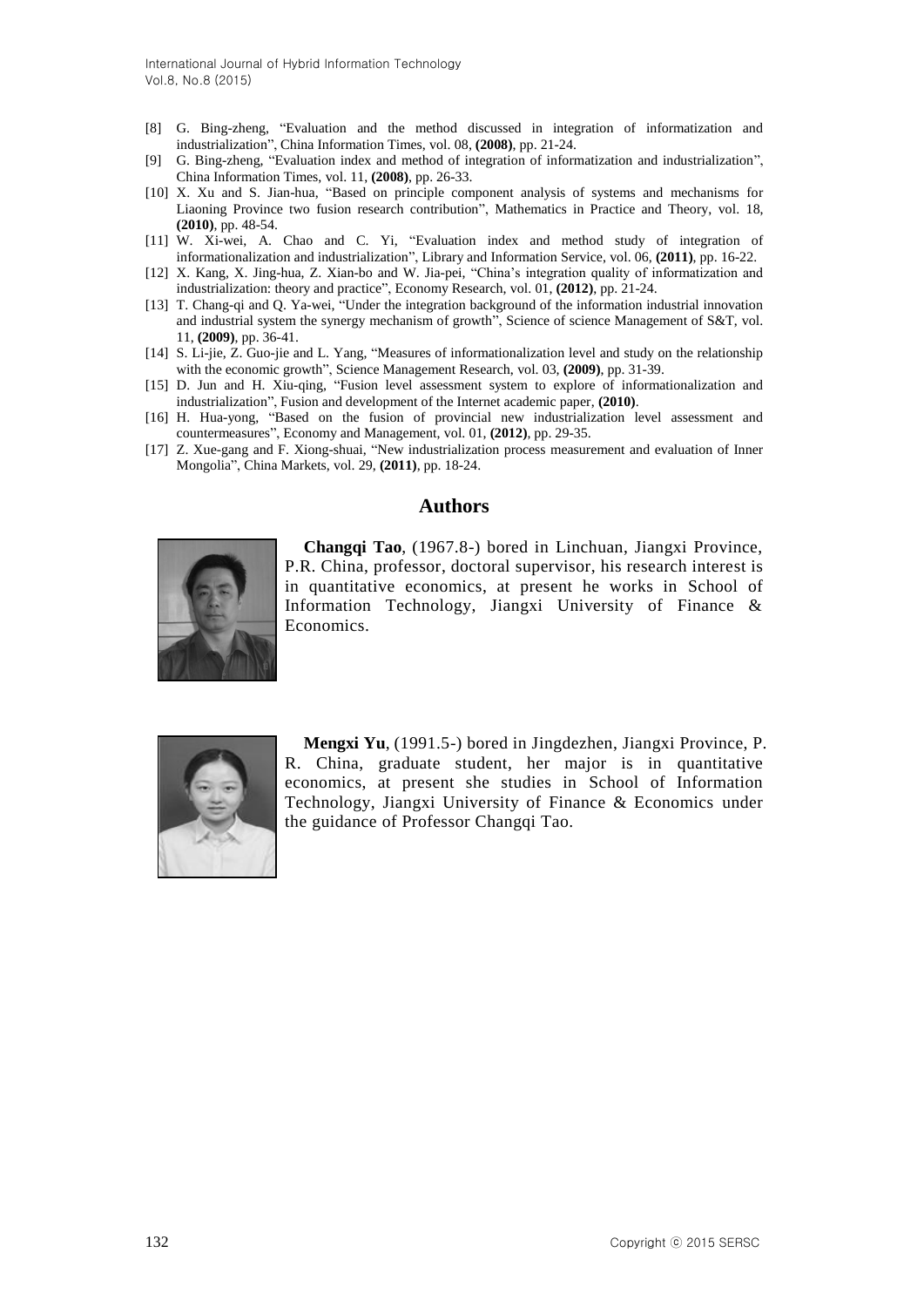[8] G. Bing-zheng, "Evaluation and the method discussed in integration of informatization and industrialization", China Information Times, vol. 08, **(2008)**, pp. 21-24.

[9] G. Bing-zheng, "Evaluation index and method of integration of informatization and industrialization", China Information Times, vol. 11, **(2008)**, pp. 26-33.

[10] X. Xu and S. Jian-hua, "Based on principle component analysis of systems and mechanisms for Liaoning Province two fusion research contribution", Mathematics in Practice and Theory, vol. 18, **(2010)**, pp. 48-54.

[11] W. Xi-wei, A. Chao and C. Yi, "Evaluation index and method study of integration of informationalization and industrialization", Library and Information Service, vol. 06, **(2011)**, pp. 16-22.

[12] X. Kang, X. Jing-hua, Z. Xian-bo and W. Jia-pei, "China's integration quality of informatization and industrialization: theory and practice", Economy Research, vol. 01, **(2012)**, pp. 21-24.

[13] T. Chang-qi and Q. Ya-wei, "Under the integration background of the information industrial innovation and industrial system the synergy mechanism of growth", Science of science Management of S&T, vol. 11, **(2009)**, pp. 36-41.

[14] S. Li-jie, Z. Guo-jie and L. Yang, "Measures of informationalization level and study on the relationship with the economic growth", Science Management Research, vol. 03, **(2009)**, pp. 31-39.

[15] D. Jun and H. Xiu-qing, "Fusion level assessment system to explore of informationalization and industrialization", Fusion and development of the Internet academic paper, **(2010)**.

[16] H. Hua-yong, "Based on the fusion of provincial new industrialization level assessment and countermeasures", Economy and Management, vol. 01, **(2012)**, pp. 29-35.

[17] Z. Xue-gang and F. Xiong-shuai, "New industrialization process measurement and evaluation of Inner Mongolia", China Markets, vol. 29, **(2011)**, pp. 18-24.

## Authors

**Changqi Tao**, (1967.8-) bored in Linchuan, Jiangxi Province, P.R. China, professor, doctoral supervisor, his research interest is in quantitative economics, at present he works in School of Information Technology, Jiangxi University of Finance & Economics.

**Mengxi Yu**, (1991.5-) bored in Jingdezhen, Jiangxi Province, P. R. China, graduate student, her major is in quantitative economics, at present she studies in School of Information Technology, Jiangxi University of Finance & Economics under the guidance of Professor Changqi Tao.